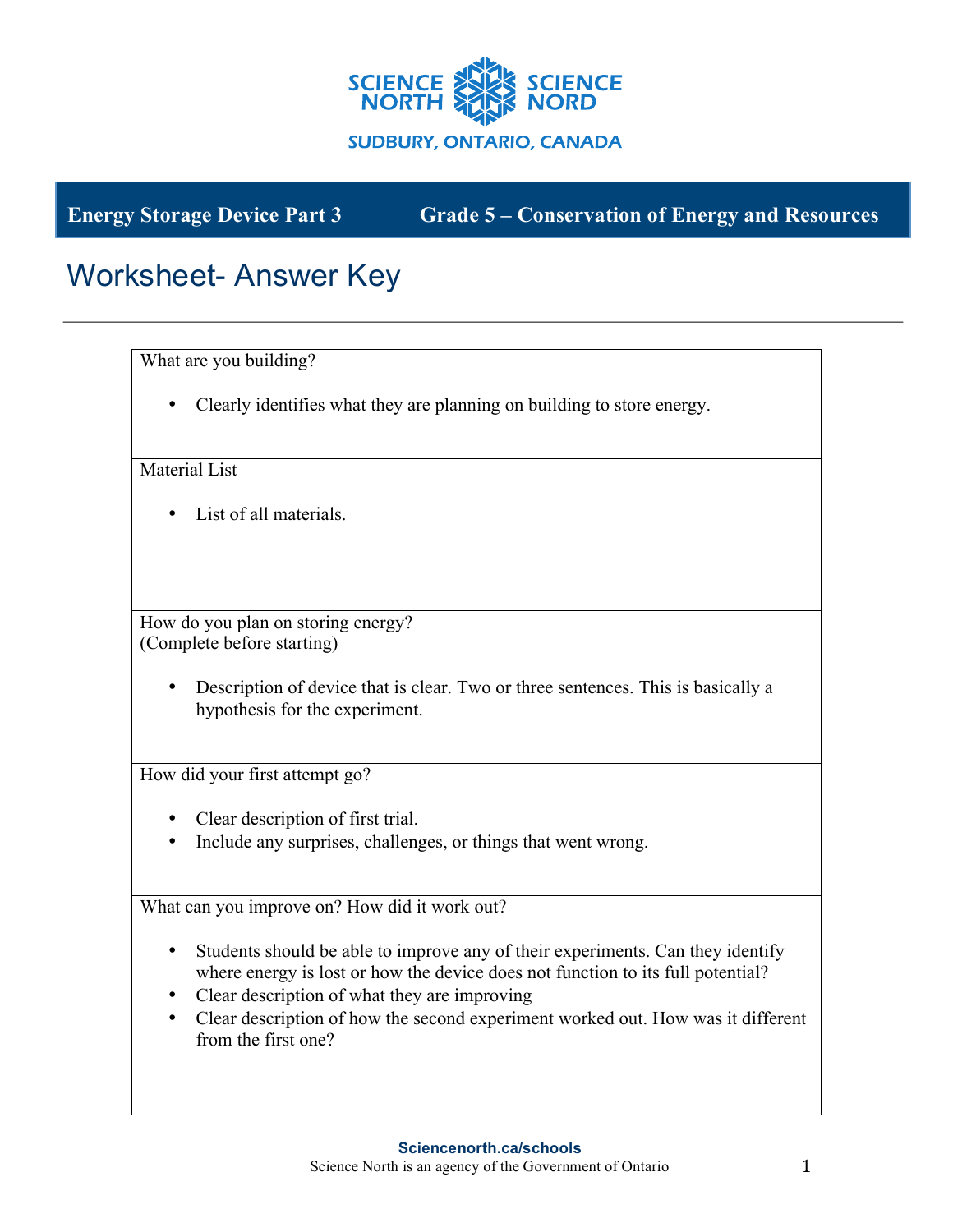SCIENCE NORTH SCIENCE NORD

SUDBURY, ONTARIO, CANADA

**Energy Storage Device Part 3** **Grade 5 – Conservation of Energy and Resources**

# Worksheet- Answer Key

| What are you building? |
| --- |
| • Clearly identifies what they are planning on building to store energy. |
| Material List<br><br>• List of all materials. |
| How do you plan on storing energy?<br>(Complete before starting)<br><br>• Description of device that is clear. Two or three sentences. This is basically a hypothesis for the experiment. |
| How did your first attempt go?<br><br>• Clear description of first trial.<br>• Include any surprises, challenges, or things that went wrong. |
| What can you improve on? How did it work out?<br><br>• Students should be able to improve any of their experiments. Can they identify where energy is lost or how the device does not function to its full potential?<br>• Clear description of what they are improving<br>• Clear description of how the second experiment worked out. How was it different from the first one? |

**Sciencenorth.ca/schools**
Science North is an agency of the Government of Ontario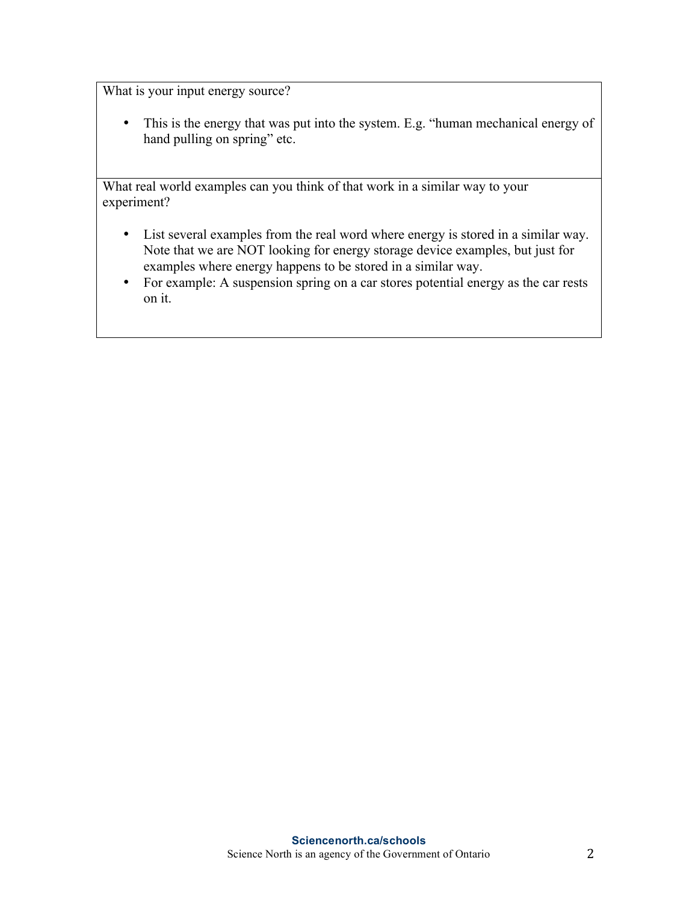| |
|---|
| What is your input energy source?<br><br>• This is the energy that was put into the system. E.g. "human mechanical energy of hand pulling on spring" etc. |
| What real world examples can you think of that work in a similar way to your experiment?<br><br>• List several examples from the real word where energy is stored in a similar way. Note that we are NOT looking for energy storage device examples, but just for examples where energy happens to be stored in a similar way.<br>• For example: A suspension spring on a car stores potential energy as the car rests on it. |

**Sciencenorth.ca/schools**
Science North is an agency of the Government of Ontario